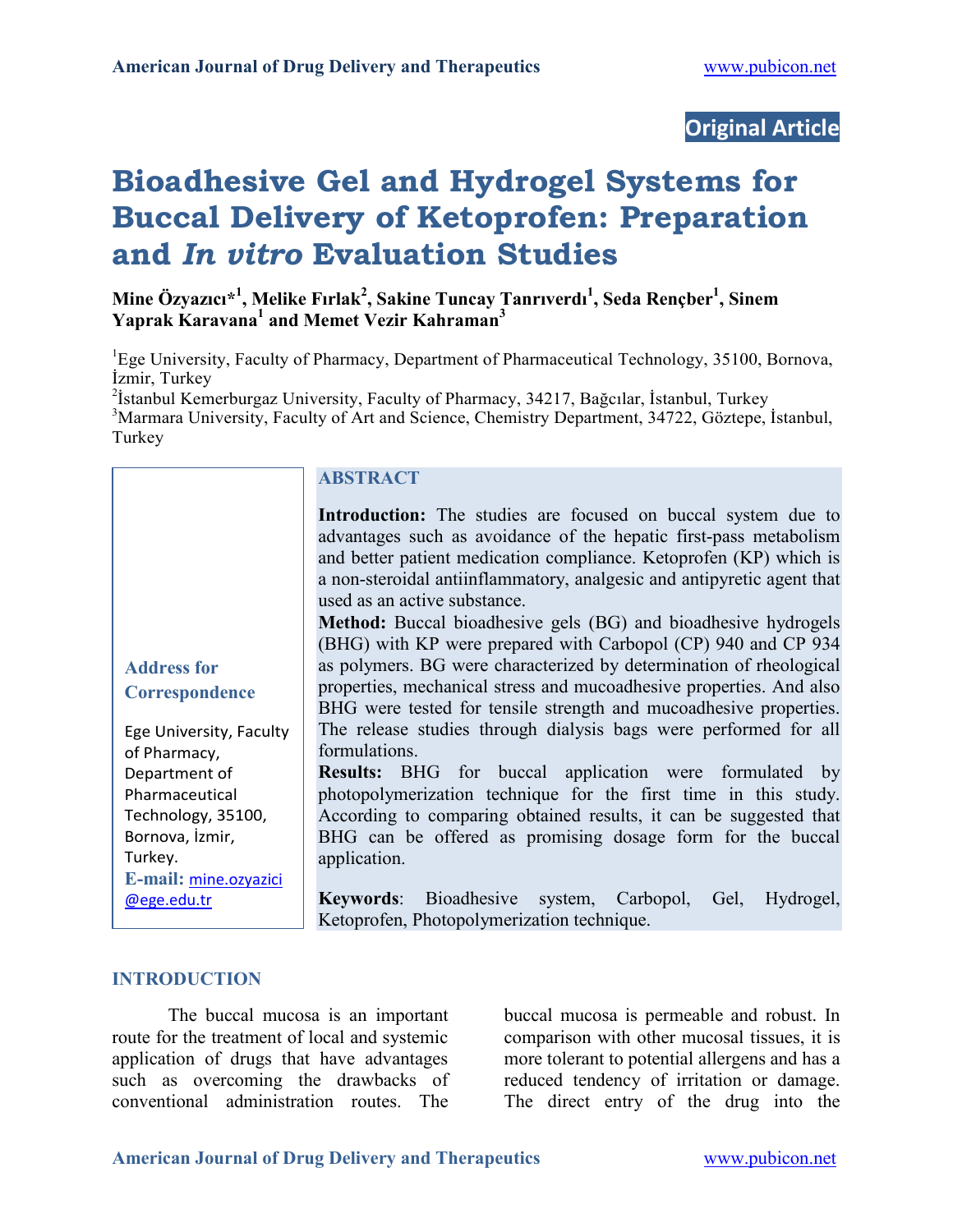Original Article

# Bioadhesive Gel and Hydrogel Systems for Buccal Delivery of Ketoprofen: Preparation and *In vitro* Evaluation Studies

**Mine Özyazıcı*[1], Melike Fırlak[2], Sakine Tuncay Tanrıverdı[1], Seda Rençber[1], Sinem Yaprak Karavana[1] and Memet Vezir Kahraman[3]**

[1]Ege University, Faculty of Pharmacy, Department of Pharmaceutical Technology, 35100, Bornova, İzmir, Turkey
[2]İstanbul Kemerburgaz University, Faculty of Pharmacy, 34217, Bağcılar, İstanbul, Turkey
[3]Marmara University, Faculty of Art and Science, Chemistry Department, 34722, Göztepe, İstanbul, Turkey

**Address for Correspondence**

Ege University, Faculty of Pharmacy, Department of Pharmaceutical Technology, 35100, Bornova, İzmir, Turkey.
**E-mail:** mine.ozyazici@ege.edu.tr

## ABSTRACT

**Introduction:** The studies are focused on buccal system due to advantages such as avoidance of the hepatic first-pass metabolism and better patient medication compliance. Ketoprofen (KP) which is a non-steroidal antiinflammatory, analgesic and antipyretic agent that used as an active substance.

**Method:** Buccal bioadhesive gels (BG) and bioadhesive hydrogels (BHG) with KP were prepared with Carbopol (CP) 940 and CP 934 as polymers. BG were characterized by determination of rheological properties, mechanical stress and mucoadhesive properties. And also BHG were tested for tensile strength and mucoadhesive properties. The release studies through dialysis bags were performed for all formulations.

**Results:** BHG for buccal application were formulated by photopolymerization technique for the first time in this study. According to comparing obtained results, it can be suggested that BHG can be offered as promising dosage form for the buccal application.

**Keywords**: Bioadhesive system, Carbopol, Gel, Hydrogel, Ketoprofen, Photopolymerization technique.

## INTRODUCTION

The buccal mucosa is an important route for the treatment of local and systemic application of drugs that have advantages such as overcoming the drawbacks of conventional administration routes. The buccal mucosa is permeable and robust. In comparison with other mucosal tissues, it is more tolerant to potential allergens and has a reduced tendency of irritation or damage. The direct entry of the drug into the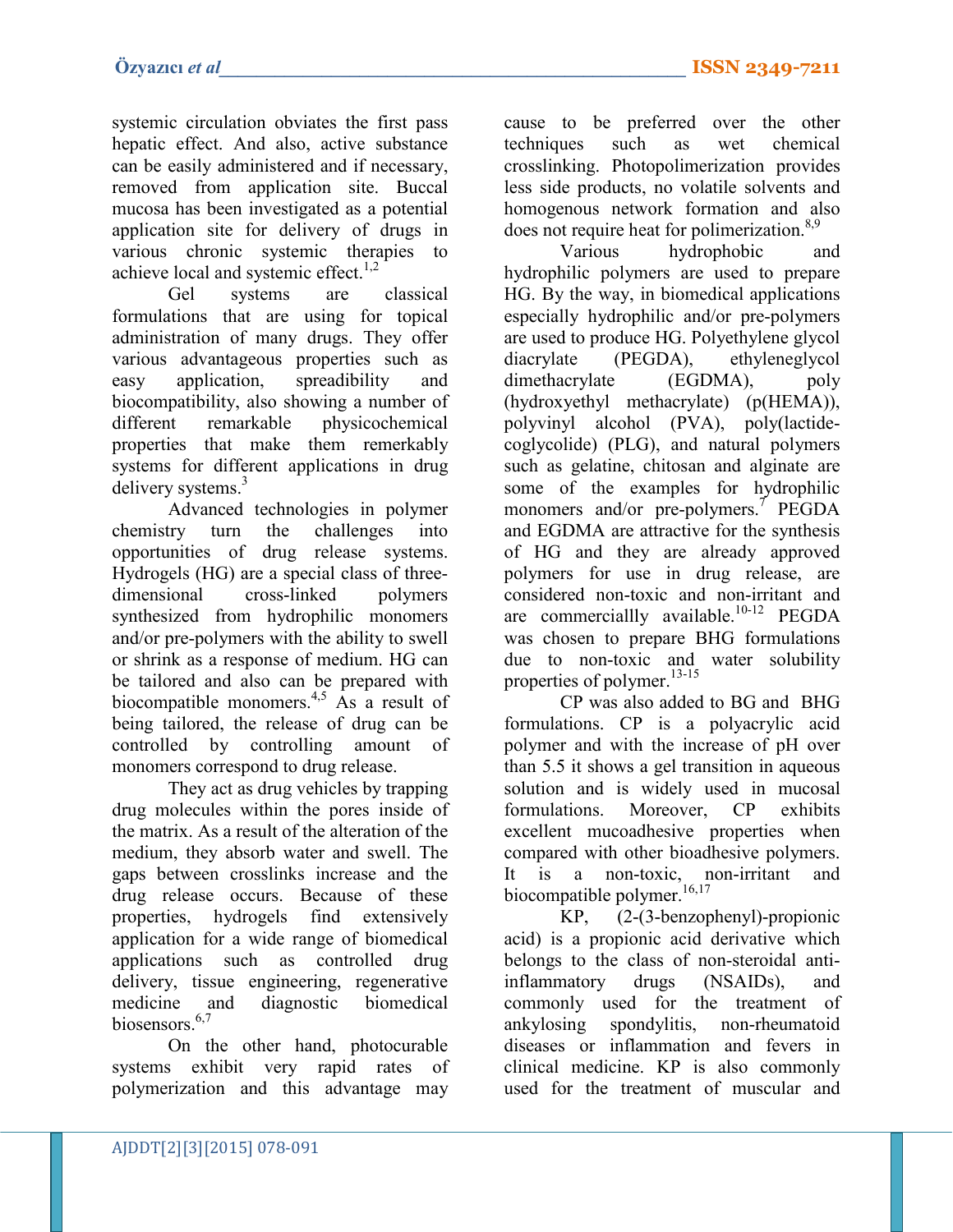systemic circulation obviates the first pass hepatic effect. And also, active substance can be easily administered and if necessary, removed from application site. Buccal mucosa has been investigated as a potential application site for delivery of drugs in various chronic systemic therapies to achieve local and systemic effect.[1,2]

Gel systems are classical formulations that are using for topical administration of many drugs. They offer various advantageous properties such as easy application, spreadibility and biocompatibility, also showing a number of different remarkable physicochemical properties that make them remerkably systems for different applications in drug delivery systems.[3]

Advanced technologies in polymer chemistry turn the challenges into opportunities of drug release systems. Hydrogels (HG) are a special class of three-dimensional cross-linked polymers synthesized from hydrophilic monomers and/or pre-polymers with the ability to swell or shrink as a response of medium. HG can be tailored and also can be prepared with biocompatible monomers.[4,5] As a result of being tailored, the release of drug can be controlled by controlling amount of monomers correspond to drug release.

They act as drug vehicles by trapping drug molecules within the pores inside of the matrix. As a result of the alteration of the medium, they absorb water and swell. The gaps between crosslinks increase and the drug release occurs. Because of these properties, hydrogels find extensively application for a wide range of biomedical applications such as controlled drug delivery, tissue engineering, regenerative medicine and diagnostic biomedical biosensors.[6,7]

On the other hand, photocurable systems exhibit very rapid rates of polymerization and this advantage may cause to be preferred over the other techniques such as wet chemical crosslinking. Photopolimerization provides less side products, no volatile solvents and homogenous network formation and also does not require heat for polimerization.[8,9]

Various hydrophobic and hydrophilic polymers are used to prepare HG. By the way, in biomedical applications especially hydrophilic and/or pre-polymers are used to produce HG. Polyethylene glycol diacrylate (PEGDA), ethyleneglycol dimethacrylate (EGDMA), poly (hydroxyethyl methacrylate) (p(HEMA)), polyvinyl alcohol (PVA), poly(lactide-coglycolide) (PLG), and natural polymers such as gelatine, chitosan and alginate are some of the examples for hydrophilic monomers and/or pre-polymers.[7] PEGDA and EGDMA are attractive for the synthesis of HG and they are already approved polymers for use in drug release, are considered non-toxic and non-irritant and are commerciallly available.[10-12] PEGDA was chosen to prepare BHG formulations due to non-toxic and water solubility properties of polymer.[13-15]

CP was also added to BG and BHG formulations. CP is a polyacrylic acid polymer and with the increase of pH over than 5.5 it shows a gel transition in aqueous solution and is widely used in mucosal formulations. Moreover, CP exhibits excellent mucoadhesive properties when compared with other bioadhesive polymers. It is a non-toxic, non-irritant and biocompatible polymer.[16,17]

KP, (2-(3-benzophenyl)-propionic acid) is a propionic acid derivative which belongs to the class of non-steroidal anti-inflammatory drugs (NSAIDs), and commonly used for the treatment of ankylosing spondylitis, non-rheumatoid diseases or inflammation and fevers in clinical medicine. KP is also commonly used for the treatment of muscular and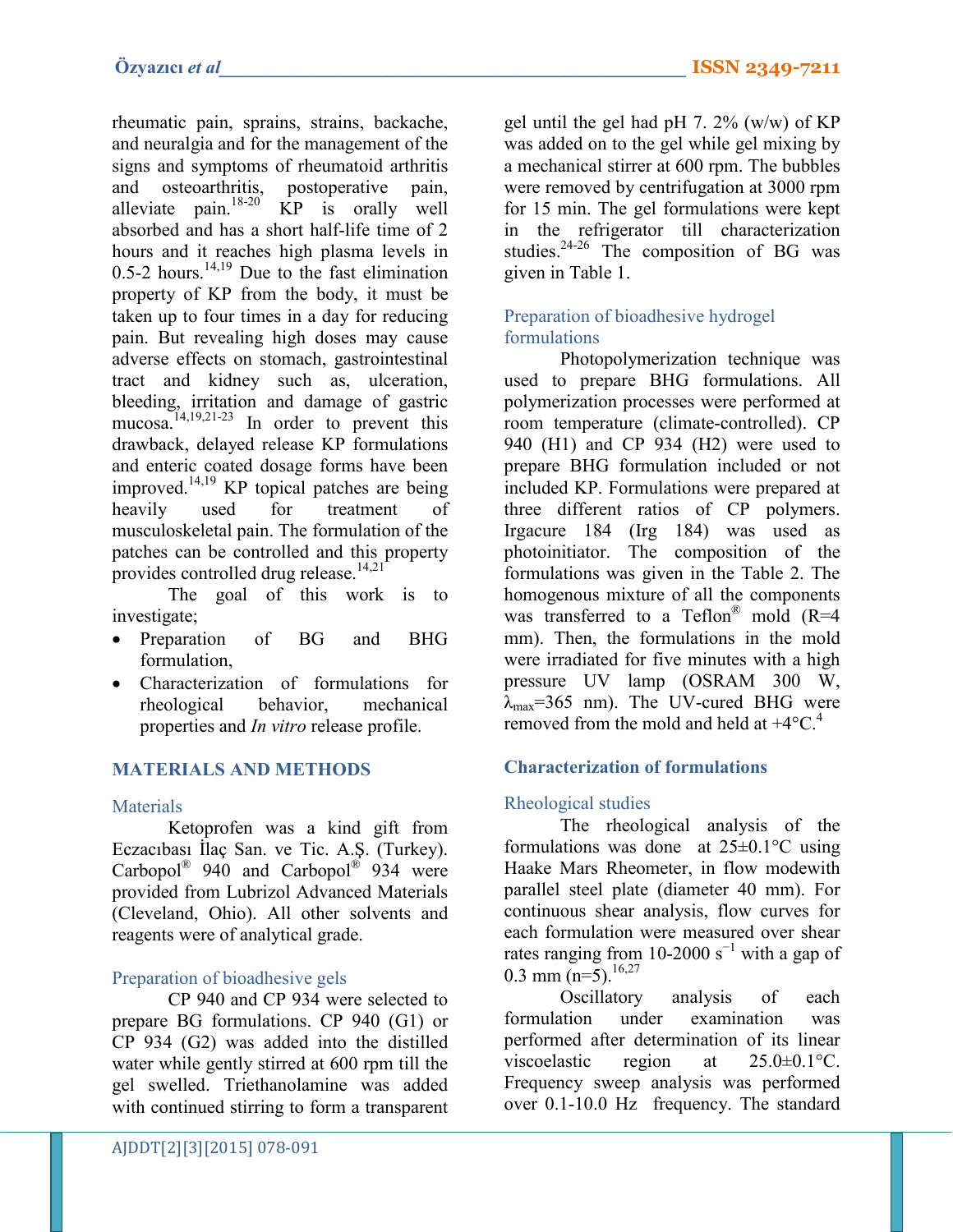rheumatic pain, sprains, strains, backache, and neuralgia and for the management of the signs and symptoms of rheumatoid arthritis and osteoarthritis, postoperative pain, alleviate pain.[18-20] KP is orally well absorbed and has a short half-life time of 2 hours and it reaches high plasma levels in 0.5-2 hours.[14,19] Due to the fast elimination property of KP from the body, it must be taken up to four times in a day for reducing pain. But revealing high doses may cause adverse effects on stomach, gastrointestinal tract and kidney such as, ulceration, bleeding, irritation and damage of gastric mucosa.[14,19,21-23] In order to prevent this drawback, delayed release KP formulations and enteric coated dosage forms have been improved.[14,19] KP topical patches are being heavily used for treatment of musculoskeletal pain. The formulation of the patches can be controlled and this property provides controlled drug release.[14,21]

The goal of this work is to investigate;

- Preparation of BG and BHG formulation,
- Characterization of formulations for rheological behavior, mechanical properties and *In vitro* release profile.

## MATERIALS AND METHODS

### Materials

Ketoprofen was a kind gift from Eczacıbası İlaç San. ve Tic. A.Ş. (Turkey). Carbopol® 940 and Carbopol® 934 were provided from Lubrizol Advanced Materials (Cleveland, Ohio). All other solvents and reagents were of analytical grade.

### Preparation of bioadhesive gels

CP 940 and CP 934 were selected to prepare BG formulations. CP 940 (G1) or CP 934 (G2) was added into the distilled water while gently stirred at 600 rpm till the gel swelled. Triethanolamine was added with continued stirring to form a transparent gel until the gel had pH 7. 2% (w/w) of KP was added on to the gel while gel mixing by a mechanical stirrer at 600 rpm. The bubbles were removed by centrifugation at 3000 rpm for 15 min. The gel formulations were kept in the refrigerator till characterization studies.[24-26] The composition of BG was given in Table 1.

### Preparation of bioadhesive hydrogel formulations

Photopolymerization technique was used to prepare BHG formulations. All polymerization processes were performed at room temperature (climate-controlled). CP 940 (H1) and CP 934 (H2) were used to prepare BHG formulation included or not included KP. Formulations were prepared at three different ratios of CP polymers. Irgacure 184 (Irg 184) was used as photoinitiator. The composition of the formulations was given in the Table 2. The homogenous mixture of all the components was transferred to a Teflon® mold (R=4 mm). Then, the formulations in the mold were irradiated for five minutes with a high pressure UV lamp (OSRAM 300 W, $\lambda_{max}$=365 nm). The UV-cured BHG were removed from the mold and held at +4°C.[4]

## Characterization of formulations

### Rheological studies

The rheological analysis of the formulations was done at 25±0.1°C using Haake Mars Rheometer, in flow modewith parallel steel plate (diameter 40 mm). For continuous shear analysis, flow curves for each formulation were measured over shear rates ranging from 10-2000 $s^{-1}$ with a gap of 0.3 mm (n=5).[16,27]

Oscillatory analysis of each formulation under examination was performed after determination of its linear viscoelastic region at 25.0±0.1°C. Frequency sweep analysis was performed over 0.1-10.0 Hz frequency. The standard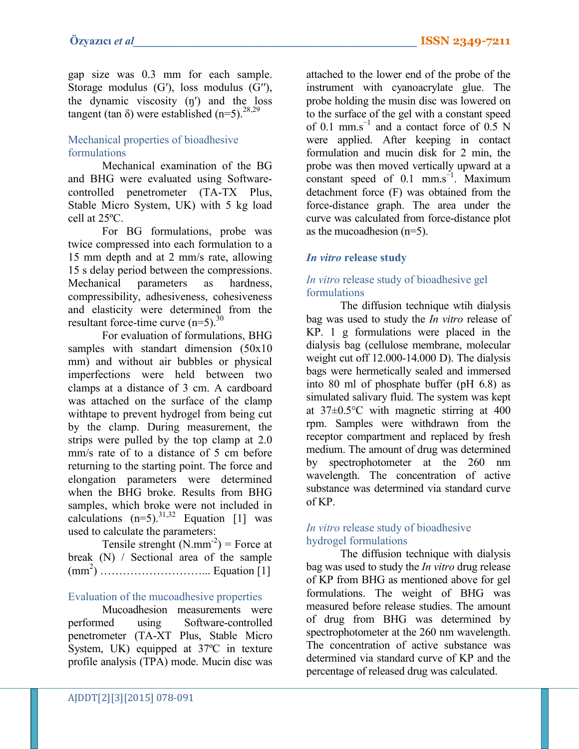gap size was 0.3 mm for each sample. Storage modulus (G′), loss modulus (G′′), the dynamic viscosity (ŋ′) and the loss tangent (tan δ) were established (n=5).[28,29]

### Mechanical properties of bioadhesive formulations

Mechanical examination of the BG and BHG were evaluated using Software-controlled penetrometer (TA-TX Plus, Stable Micro System, UK) with 5 kg load cell at 25ºC.

For BG formulations, probe was twice compressed into each formulation to a 15 mm depth and at 2 mm/s rate, allowing 15 s delay period between the compressions. Mechanical parameters as hardness, compressibility, adhesiveness, cohesiveness and elasticity were determined from the resultant force-time curve (n=5).[30]

For evaluation of formulations, BHG samples with standart dimension (50x10 mm) and without air bubbles or physical imperfections were held between two clamps at a distance of 3 cm. A cardboard was attached on the surface of the clamp withtape to prevent hydrogel from being cut by the clamp. During measurement, the strips were pulled by the top clamp at 2.0 mm/s rate of to a distance of 5 cm before returning to the starting point. The force and elongation parameters were determined when the BHG broke. Results from BHG samples, which broke were not included in calculations (n=5).[31,32] Equation [1] was used to calculate the parameters:

Tensile strenght ($N.mm^{-2}$) = Force at break (N) / Sectional area of the sample ($mm^2$) ………………………... Equation [1]

### Evaluation of the mucoadhesive properties

Mucoadhesion measurements were performed using Software-controlled penetrometer (TA-XT Plus, Stable Micro System, UK) equipped at 37ºC in texture profile analysis (TPA) mode. Mucin disc was attached to the lower end of the probe of the instrument with cyanoacrylate glue. The probe holding the musin disc was lowered on to the surface of the gel with a constant speed of 0.1 $mm.s^{-1}$ and a contact force of 0.5 N were applied. After keeping in contact formulation and mucin disk for 2 min, the probe was then moved vertically upward at a constant speed of 0.1 $mm.s^{-1}$. Maximum detachment force (F) was obtained from the force-distance graph. The area under the curve was calculated from force-distance plot as the mucoadhesion (n=5).

## *In vitro* release study

### *In vitro* release study of bioadhesive gel formulations

The diffusion technique wtih dialysis bag was used to study the *In vitro* release of KP. 1 g formulations were placed in the dialysis bag (cellulose membrane, molecular weight cut off 12.000-14.000 D). The dialysis bags were hermetically sealed and immersed into 80 ml of phosphate buffer (pH 6.8) as simulated salivary fluid. The system was kept at 37±0.5°C with magnetic stirring at 400 rpm. Samples were withdrawn from the receptor compartment and replaced by fresh medium. The amount of drug was determined by spectrophotometer at the 260 nm wavelength. The concentration of active substance was determined via standard curve of KP.

### *In vitro* release study of bioadhesive hydrogel formulations

The diffusion technique with dialysis bag was used to study the *In vitro* drug release of KP from BHG as mentioned above for gel formulations. The weight of BHG was measured before release studies. The amount of drug from BHG was determined by spectrophotometer at the 260 nm wavelength. The concentration of active substance was determined via standard curve of KP and the percentage of released drug was calculated.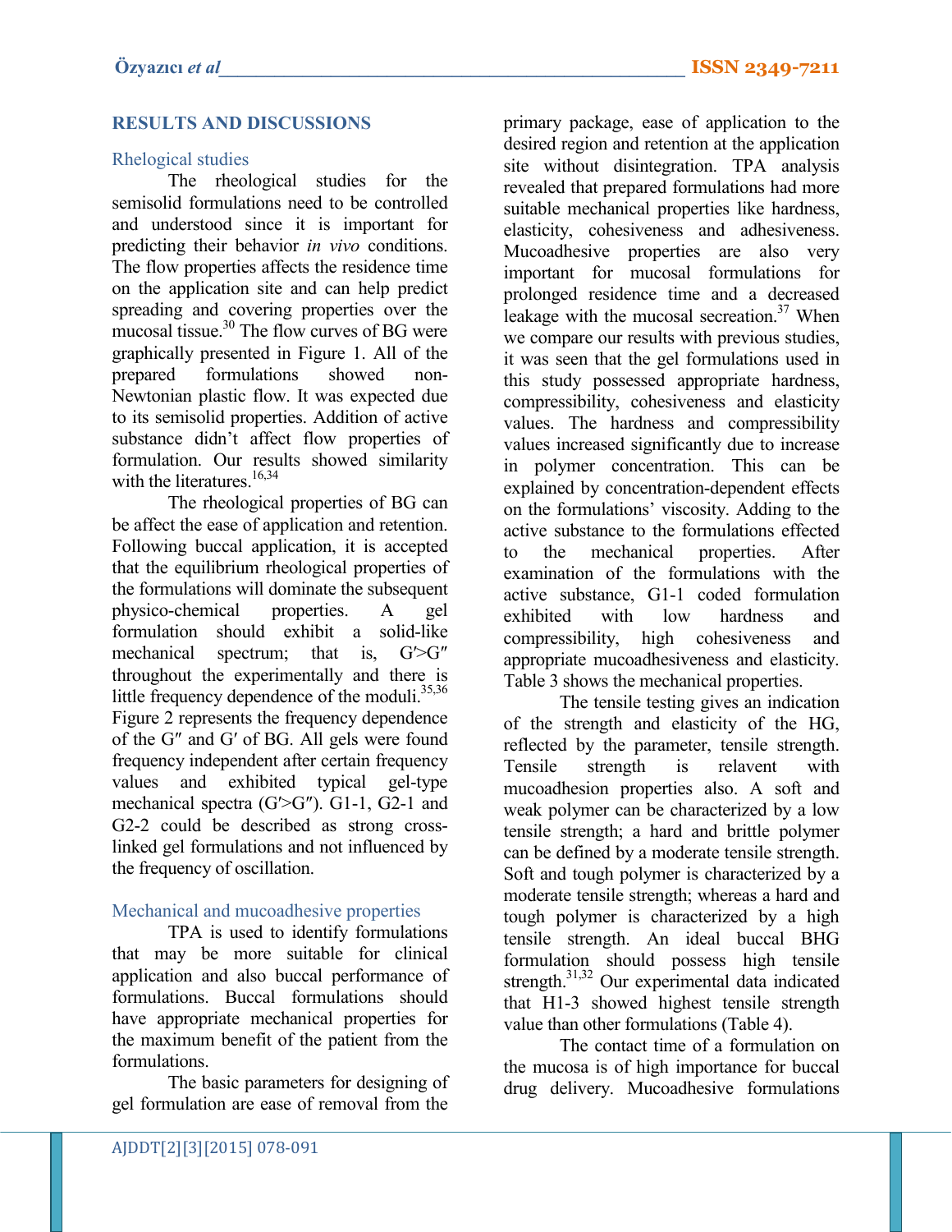## RESULTS AND DISCUSSIONS

### Rheological studies

The rheological studies for the semisolid formulations need to be controlled and understood since it is important for predicting their behavior *in vivo* conditions. The flow properties affects the residence time on the application site and can help predict spreading and covering properties over the mucosal tissue.[30] The flow curves of BG were graphically presented in Figure 1. All of the prepared formulations showed non-Newtonian plastic flow. It was expected due to its semisolid properties. Addition of active substance didn't affect flow properties of formulation. Our results showed similarity with the literatures.[16,34]

The rheological properties of BG can be affect the ease of application and retention. Following buccal application, it is accepted that the equilibrium rheological properties of the formulations will dominate the subsequent physico-chemical properties. A gel formulation should exhibit a solid-like mechanical spectrum; that is, G′>G″ throughout the experimentally and there is little frequency dependence of the moduli.[35,36] Figure 2 represents the frequency dependence of the G″ and G′ of BG. All gels were found frequency independent after certain frequency values and exhibited typical gel-type mechanical spectra (G′>G″). G1-1, G2-1 and G2-2 could be described as strong cross-linked gel formulations and not influenced by the frequency of oscillation.

### Mechanical and mucoadhesive properties

TPA is used to identify formulations that may be more suitable for clinical application and also buccal performance of formulations. Buccal formulations should have appropriate mechanical properties for the maximum benefit of the patient from the formulations.

The basic parameters for designing of gel formulation are ease of removal from the primary package, ease of application to the desired region and retention at the application site without disintegration. TPA analysis revealed that prepared formulations had more suitable mechanical properties like hardness, elasticity, cohesiveness and adhesiveness. Mucoadhesive properties are also very important for mucosal formulations for prolonged residence time and a decreased leakage with the mucosal secretion.[37] When we compare our results with previous studies, it was seen that the gel formulations used in this study possessed appropriate hardness, compressibility, cohesiveness and elasticity values. The hardness and compressibility values increased significantly due to increase in polymer concentration. This can be explained by concentration-dependent effects on the formulations' viscosity. Adding to the active substance to the formulations effected to the mechanical properties. After examination of the formulations with the active substance, G1-1 coded formulation exhibited with low hardness and compressibility, high cohesiveness and appropriate mucoadhesiveness and elasticity. Table 3 shows the mechanical properties.

The tensile testing gives an indication of the strength and elasticity of the HG, reflected by the parameter, tensile strength. Tensile strength is relavent with mucoadhesion properties also. A soft and weak polymer can be characterized by a low tensile strength; a hard and brittle polymer can be defined by a moderate tensile strength. Soft and tough polymer is characterized by a moderate tensile strength; whereas a hard and tough polymer is characterized by a high tensile strength. An ideal buccal BHG formulation should possess high tensile strength.[31,32] Our experimental data indicated that H1-3 showed highest tensile strength value than other formulations (Table 4).

The contact time of a formulation on the mucosa is of high importance for buccal drug delivery. Mucoadhesive formulations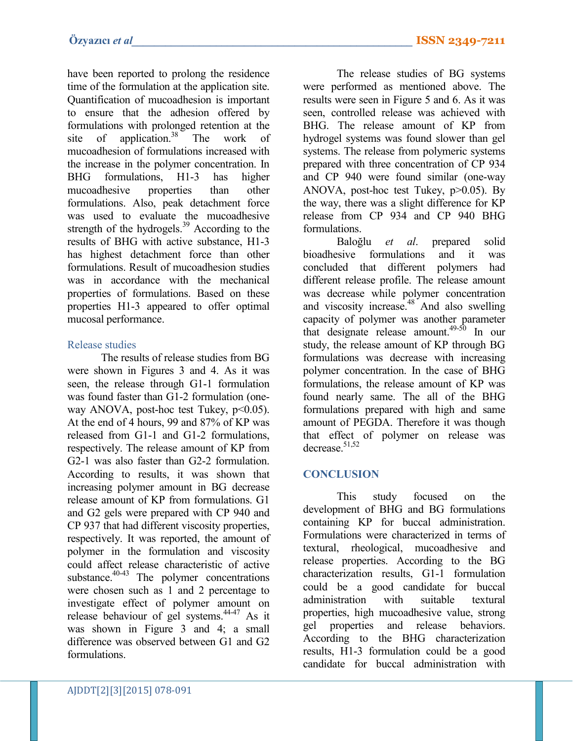have been reported to prolong the residence time of the formulation at the application site. Quantification of mucoadhesion is important to ensure that the adhesion offered by formulations with prolonged retention at the site of application.[38] The work of mucoadhesion of formulations increased with the increase in the polymer concentration. In BHG formulations, H1-3 has higher mucoadhesive properties than other formulations. Also, peak detachment force was used to evaluate the mucoadhesive strength of the hydrogels.[39] According to the results of BHG with active substance, H1-3 has highest detachment force than other formulations. Result of mucoadhesion studies was in accordance with the mechanical properties of formulations. Based on these properties H1-3 appeared to offer optimal mucosal performance.

### Release studies

The results of release studies from BG were shown in Figures 3 and 4. As it was seen, the release through G1-1 formulation was found faster than G1-2 formulation (one-way ANOVA, post-hoc test Tukey, $p<0.05$). At the end of 4 hours, 99 and 87% of KP was released from G1-1 and G1-2 formulations, respectively. The release amount of KP from G2-1 was also faster than G2-2 formulation. According to results, it was shown that increasing polymer amount in BG decrease release amount of KP from formulations. G1 and G2 gels were prepared with CP 940 and CP 937 that had different viscosity properties, respectively. It was reported, the amount of polymer in the formulation and viscosity could affect release characteristic of active substance.[40-43] The polymer concentrations were chosen such as 1 and 2 percentage to investigate effect of polymer amount on release behaviour of gel systems.[44-47] As it was shown in Figure 3 and 4; a small difference was observed between G1 and G2 formulations.

The release studies of BG systems were performed as mentioned above. The results were seen in Figure 5 and 6. As it was seen, controlled release was achieved with BHG. The release amount of KP from hydrogel systems was found slower than gel systems. The release from polymeric systems prepared with three concentration of CP 934 and CP 940 were found similar (one-way ANOVA, post-hoc test Tukey, $p>0.05$). By the way, there was a slight difference for KP release from CP 934 and CP 940 BHG formulations.

Baloğlu *et al*. prepared solid bioadhesive formulations and it was concluded that different polymers had different release profile. The release amount was decrease while polymer concentration and viscosity increase.[48] And also swelling capacity of polymer was another parameter that designate release amount.[49-50] In our study, the release amount of KP through BG formulations was decrease with increasing polymer concentration. In the case of BHG formulations, the release amount of KP was found nearly same. The all of the BHG formulations prepared with high and same amount of PEGDA. Therefore it was though that effect of polymer on release was decrease.[51,52]

## CONCLUSION

This study focused on the development of BHG and BG formulations containing KP for buccal administration. Formulations were characterized in terms of textural, rheological, mucoadhesive and release properties. According to the BG characterization results, G1-1 formulation could be a good candidate for buccal administration with suitable textural properties, high mucoadhesive value, strong gel properties and release behaviors. According to the BHG characterization results, H1-3 formulation could be a good candidate for buccal administration with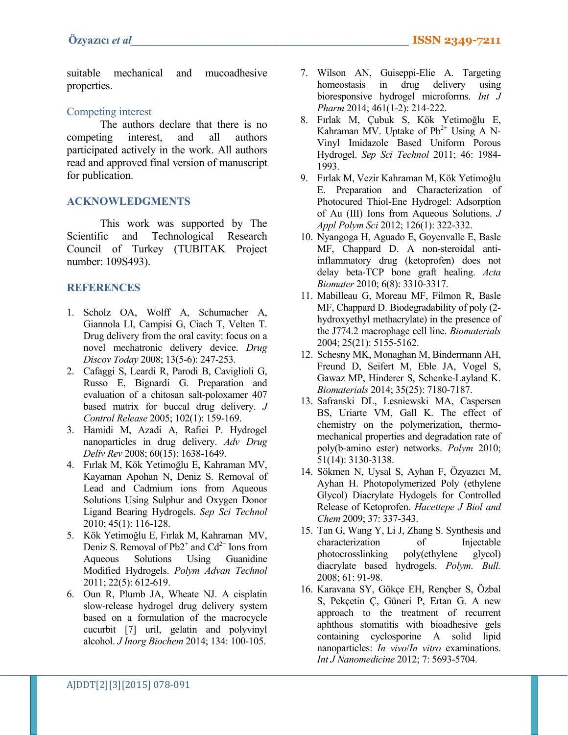suitable mechanical and mucoadhesive properties.

## Competing interest

The authors declare that there is no competing interest, and all authors participated actively in the work. All authors read and approved final version of manuscript for publication.

## ACKNOWLEDGMENTS

This work was supported by The Scientific and Technological Research Council of Turkey (TUBITAK Project number: 109S493).

## REFERENCES

1. Scholz OA, Wolff A, Schumacher A, Giannola LI, Campisi G, Ciach T, Velten T. Drug delivery from the oral cavity: focus on a novel mechatronic delivery device. *Drug Discov Today* 2008; 13(5-6): 247-253.
2. Cafaggi S, Leardi R, Parodi B, Caviglioli G, Russo E, Bignardi G. Preparation and evaluation of a chitosan salt-poloxamer 407 based matrix for buccal drug delivery. *J Control Release* 2005; 102(1): 159-169.
3. Hamidi M, Azadi A, Rafiei P. Hydrogel nanoparticles in drug delivery. *Adv Drug Deliv Rev* 2008; 60(15): 1638-1649.
4. Fırlak M, Kök Yetimoğlu E, Kahraman MV, Kayaman Apohan N, Deniz S. Removal of Lead and Cadmium ions from Aqueous Solutions Using Sulphur and Oxygen Donor Ligand Bearing Hydrogels. *Sep Sci Technol* 2010; 45(1): 116-128.
5. Kök Yetimoğlu E, Fırlak M, Kahraman MV, Deniz S. Removal of $Pb2^{+}$ and $Cd^{2+}$ Ions from Aqueous Solutions Using Guanidine Modified Hydrogels. *Polym Advan Technol* 2011; 22(5): 612-619.
6. Oun R, Plumb JA, Wheate NJ. A cisplatin slow-release hydrogel drug delivery system based on a formulation of the macrocycle cucurbit [7] uril, gelatin and polyvinyl alcohol. *J Inorg Biochem* 2014; 134: 100-105.
7. Wilson AN, Guiseppi-Elie A. Targeting homeostasis in drug delivery using bioresponsive hydrogel microforms. *Int J Pharm* 2014; 461(1-2): 214-222.
8. Fırlak M, Çubuk S, Kök Yetimoğlu E, Kahraman MV. Uptake of $Pb^{2+}$ Using A N-Vinyl Imidazole Based Uniform Porous Hydrogel. *Sep Sci Technol* 2011; 46: 1984-1993.
9. Fırlak M, Vezir Kahraman M, Kök Yetimoğlu E. Preparation and Characterization of Photocured Thiol-Ene Hydrogel: Adsorption of Au (III) Ions from Aqueous Solutions. *J Appl Polym Sci* 2012; 126(1): 322-332.
10. Nyangoga H, Aguado E, Goyenvalle E, Basle MF, Chappard D. A non-steroidal anti-inflammatory drug (ketoprofen) does not delay beta-TCP bone graft healing. *Acta Biomater* 2010; 6(8): 3310-3317.
11. Mabilleau G, Moreau MF, Filmon R, Basle MF, Chappard D. Biodegradability of poly (2-hydroxyethyl methacrylate) in the presence of the J774.2 macrophage cell line. *Biomaterials* 2004; 25(21): 5155-5162.
12. Schesny MK, Monaghan M, Bindermann AH, Freund D, Seifert M, Eble JA, Vogel S, Gawaz MP, Hinderer S, Schenke-Layland K. *Biomaterials* 2014; 35(25): 7180-7187.
13. Safranski DL, Lesniewski MA, Caspersen BS, Uriarte VM, Gall K. The effect of chemistry on the polymerization, thermo-mechanical properties and degradation rate of poly(b-amino ester) networks. *Polym* 2010; 51(14): 3130-3138.
14. Sökmen N, Uysal S, Ayhan F, Özyazıcı M, Ayhan H. Photopolymerized Poly (ethylene Glycol) Diacrylate Hydogels for Controlled Release of Ketoprofen. *Hacettepe J Biol and Chem* 2009; 37: 337-343.
15. Tan G, Wang Y, Li J, Zhang S. Synthesis and characterization of Injectable photocrosslinking poly(ethylene glycol) diacrylate based hydrogels. *Polym. Bull.* 2008; 61: 91-98.
16. Karavana SY, Gökçe EH, Rençber S, Özbal S, Pekçetin Ç, Güneri P, Ertan G. A new approach to the treatment of recurrent aphthous stomatitis with bioadhesive gels containing cyclosporine A solid lipid nanoparticles: *In vivo*/*In vitro* examinations. *Int J Nanomedicine* 2012; 7: 5693-5704.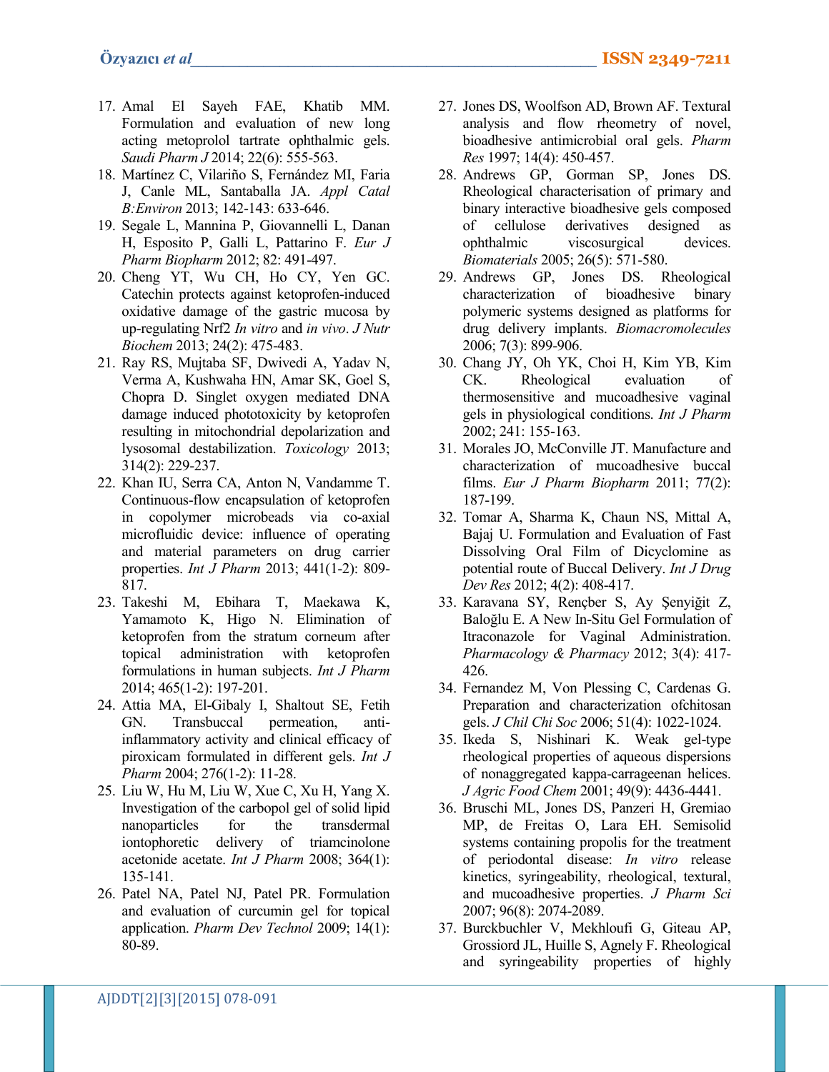17. Amal El Sayeh FAE, Khatib MM. Formulation and evaluation of new long acting metoprolol tartrate ophthalmic gels. *Saudi Pharm J* 2014; 22(6): 555-563.
18. Martínez C, Vilariño S, Fernández MI, Faria J, Canle ML, Santaballa JA. *Appl Catal B:Environ* 2013; 142-143: 633-646.
19. Segale L, Mannina P, Giovannelli L, Danan H, Esposito P, Galli L, Pattarino F. *Eur J Pharm Biopharm* 2012; 82: 491-497.
20. Cheng YT, Wu CH, Ho CY, Yen GC. Catechin protects against ketoprofen-induced oxidative damage of the gastric mucosa by up-regulating Nrf2 *In vitro* and *in vivo*. *J Nutr Biochem* 2013; 24(2): 475-483.
21. Ray RS, Mujtaba SF, Dwivedi A, Yadav N, Verma A, Kushwaha HN, Amar SK, Goel S, Chopra D. Singlet oxygen mediated DNA damage induced phototoxicity by ketoprofen resulting in mitochondrial depolarization and lysosomal destabilization. *Toxicology* 2013; 314(2): 229-237.
22. Khan IU, Serra CA, Anton N, Vandamme T. Continuous-flow encapsulation of ketoprofen in copolymer microbeads via co-axial microfluidic device: influence of operating and material parameters on drug carrier properties. *Int J Pharm* 2013; 441(1-2): 809-817.
23. Takeshi M, Ebihara T, Maekawa K, Yamamoto K, Higo N. Elimination of ketoprofen from the stratum corneum after topical administration with ketoprofen formulations in human subjects. *Int J Pharm* 2014; 465(1-2): 197-201.
24. Attia MA, El-Gibaly I, Shaltout SE, Fetih GN. Transbuccal permeation, anti-inflammatory activity and clinical efficacy of piroxicam formulated in different gels. *Int J Pharm* 2004; 276(1-2): 11-28.
25. Liu W, Hu M, Liu W, Xue C, Xu H, Yang X. Investigation of the carbopol gel of solid lipid nanoparticles for the transdermal iontophoretic delivery of triamcinolone acetonide acetate. *Int J Pharm* 2008; 364(1): 135-141.
26. Patel NA, Patel NJ, Patel PR. Formulation and evaluation of curcumin gel for topical application. *Pharm Dev Technol* 2009; 14(1): 80-89.
27. Jones DS, Woolfson AD, Brown AF. Textural analysis and flow rheometry of novel, bioadhesive antimicrobial oral gels. *Pharm Res* 1997; 14(4): 450-457.
28. Andrews GP, Gorman SP, Jones DS. Rheological characterisation of primary and binary interactive bioadhesive gels composed of cellulose derivatives designed as ophthalmic viscosurgical devices. *Biomaterials* 2005; 26(5): 571-580.
29. Andrews GP, Jones DS. Rheological characterization of bioadhesive binary polymeric systems designed as platforms for drug delivery implants. *Biomacromolecules* 2006; 7(3): 899-906.
30. Chang JY, Oh YK, Choi H, Kim YB, Kim CK. Rheological evaluation of thermosensitive and mucoadhesive vaginal gels in physiological conditions. *Int J Pharm* 2002; 241: 155-163.
31. Morales JO, McConville JT. Manufacture and characterization of mucoadhesive buccal films. *Eur J Pharm Biopharm* 2011; 77(2): 187-199.
32. Tomar A, Sharma K, Chaun NS, Mittal A, Bajaj U. Formulation and Evaluation of Fast Dissolving Oral Film of Dicyclomine as potential route of Buccal Delivery. *Int J Drug Dev Res* 2012; 4(2): 408-417.
33. Karavana SY, Rençber S, Ay Şenyiğit Z, Baloğlu E. A New In-Situ Gel Formulation of Itraconazole for Vaginal Administration. *Pharmacology & Pharmacy* 2012; 3(4): 417-426.
34. Fernandez M, Von Plessing C, Cardenas G. Preparation and characterization ofchitosan gels. *J Chil Chi Soc* 2006; 51(4): 1022-1024.
35. Ikeda S, Nishinari K. Weak gel-type rheological properties of aqueous dispersions of nonaggregated kappa-carrageenan helices. *J Agric Food Chem* 2001; 49(9): 4436-4441.
36. Bruschi ML, Jones DS, Panzeri H, Gremiao MP, de Freitas O, Lara EH. Semisolid systems containing propolis for the treatment of periodontal disease: *In vitro* release kinetics, syringeability, rheological, textural, and mucoadhesive properties. *J Pharm Sci* 2007; 96(8): 2074-2089.
37. Burckbuchler V, Mekhloufi G, Giteau AP, Grossiord JL, Huille S, Agnely F. Rheological and syringeability properties of highly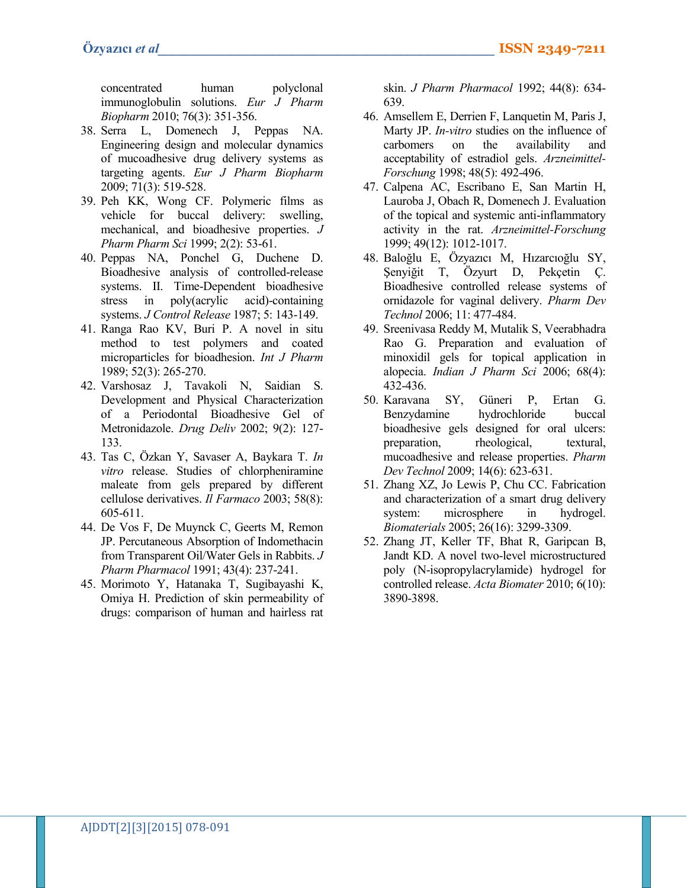concentrated human polyclonal immunoglobulin solutions. *Eur J Pharm Biopharm* 2010; 76(3): 351-356.

38. Serra L, Domenech J, Peppas NA. Engineering design and molecular dynamics of mucoadhesive drug delivery systems as targeting agents. *Eur J Pharm Biopharm* 2009; 71(3): 519-528.
39. Peh KK, Wong CF. Polymeric films as vehicle for buccal delivery: swelling, mechanical, and bioadhesive properties. *J Pharm Pharm Sci* 1999; 2(2): 53-61.
40. Peppas NA, Ponchel G, Duchene D. Bioadhesive analysis of controlled-release systems. II. Time-Dependent bioadhesive stress in poly(acrylic acid)-containing systems. *J Control Release* 1987; 5: 143-149.
41. Ranga Rao KV, Buri P. A novel in situ method to test polymers and coated microparticles for bioadhesion. *Int J Pharm* 1989; 52(3): 265-270.
42. Varshosaz J, Tavakoli N, Saidian S. Development and Physical Characterization of a Periodontal Bioadhesive Gel of Metronidazole. *Drug Deliv* 2002; 9(2): 127-133.
43. Tas C, Özkan Y, Savaser A, Baykara T. *In vitro* release. Studies of chlorpheniramine maleate from gels prepared by different cellulose derivatives. *Il Farmaco* 2003; 58(8): 605-611.
44. De Vos F, De Muynck C, Geerts M, Remon JP. Percutaneous Absorption of Indomethacin from Transparent Oil/Water Gels in Rabbits. *J Pharm Pharmacol* 1991; 43(4): 237-241.
45. Morimoto Y, Hatanaka T, Sugibayashi K, Omiya H. Prediction of skin permeability of drugs: comparison of human and hairless rat skin. *J Pharm Pharmacol* 1992; 44(8): 634-639.
46. Amsellem E, Derrien F, Lanquetin M, Paris J, Marty JP. *In-vitro* studies on the influence of carbomers on the availability and acceptability of estradiol gels. *Arzneimittel-Forschung* 1998; 48(5): 492-496.
47. Calpena AC, Escribano E, San Martin H, Lauroba J, Obach R, Domenech J. Evaluation of the topical and systemic anti-inflammatory activity in the rat. *Arzneimittel-Forschung* 1999; 49(12): 1012-1017.
48. Baloğlu E, Özyazıcı M, Hızarcıoğlu SY, Şenyiğit T, Özyurt D, Pekçetin Ç. Bioadhesive controlled release systems of ornidazole for vaginal delivery. *Pharm Dev Technol* 2006; 11: 477-484.
49. Sreenivasa Reddy M, Mutalik S, Veerabhadra Rao G. Preparation and evaluation of minoxidil gels for topical application in alopecia. *Indian J Pharm Sci* 2006; 68(4): 432-436.
50. Karavana SY, Güneri P, Ertan G. Benzydamine hydrochloride buccal bioadhesive gels designed for oral ulcers: preparation, rheological, textural, mucoadhesive and release properties. *Pharm Dev Technol* 2009; 14(6): 623-631.
51. Zhang XZ, Jo Lewis P, Chu CC. Fabrication and characterization of a smart drug delivery system: microsphere in hydrogel. *Biomaterials* 2005; 26(16): 3299-3309.
52. Zhang JT, Keller TF, Bhat R, Garipcan B, Jandt KD. A novel two-level microstructured poly (N-isopropylacrylamide) hydrogel for controlled release. *Acta Biomater* 2010; 6(10): 3890-3898.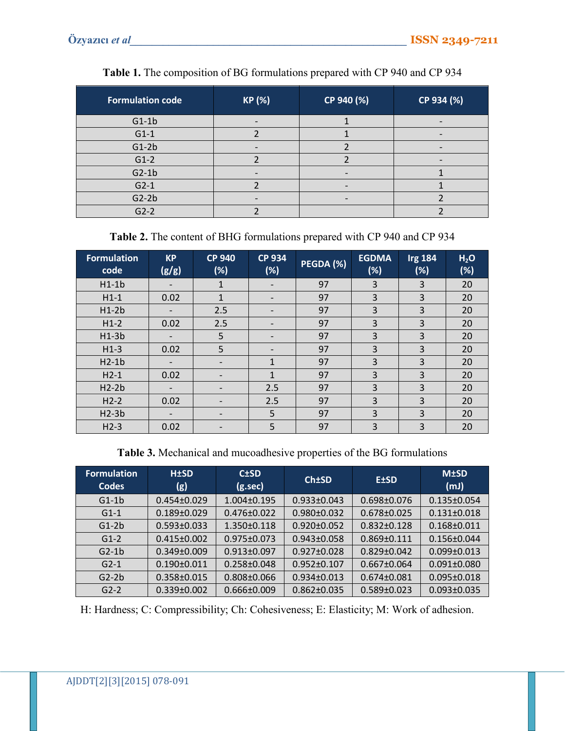**Table 1.** The composition of BG formulations prepared with CP 940 and CP 934

| Formulation code | KP (%) | CP 940 (%) | CP 934 (%) |
|---|---|---|---|
| G1-1b | - | 1 | - |
| G1-1 | 2 | 1 | - |
| G1-2b | - | 2 | - |
| G1-2 | 2 | 2 | - |
| G2-1b | - | - | 1 |
| G2-1 | 2 | - | 1 |
| G2-2b | - | - | 2 |
| G2-2 | 2 | | 2 |

**Table 2.** The content of BHG formulations prepared with CP 940 and CP 934

| Formulation code | KP (g/g) | CP 940 (%) | CP 934 (%) | PEGDA (%) | EGDMA (%) | Irg 184 (%) | $H_2O$ (%) |
|---|---|---|---|---|---|---|---|
| H1-1b | - | 1 | - | 97 | 3 | 3 | 20 |
| H1-1 | 0.02 | 1 | - | 97 | 3 | 3 | 20 |
| H1-2b | - | 2.5 | - | 97 | 3 | 3 | 20 |
| H1-2 | 0.02 | 2.5 | - | 97 | 3 | 3 | 20 |
| H1-3b | - | 5 | - | 97 | 3 | 3 | 20 |
| H1-3 | 0.02 | 5 | - | 97 | 3 | 3 | 20 |
| H2-1b | - | - | 1 | 97 | 3 | 3 | 20 |
| H2-1 | 0.02 | - | 1 | 97 | 3 | 3 | 20 |
| H2-2b | - | - | 2.5 | 97 | 3 | 3 | 20 |
| H2-2 | 0.02 | - | 2.5 | 97 | 3 | 3 | 20 |
| H2-3b | - | - | 5 | 97 | 3 | 3 | 20 |
| H2-3 | 0.02 | - | 5 | 97 | 3 | 3 | 20 |

**Table 3.** Mechanical and mucoadhesive properties of the BG formulations

| Formulation Codes | H±SD (g) | C±SD (g.sec) | Ch±SD | E±SD | M±SD (mJ) |
|---|---|---|---|---|---|
| G1-1b | 0.454±0.029 | 1.004±0.195 | 0.933±0.043 | 0.698±0.076 | 0.135±0.054 |
| G1-1 | 0.189±0.029 | 0.476±0.022 | 0.980±0.032 | 0.678±0.025 | 0.131±0.018 |
| G1-2b | 0.593±0.033 | 1.350±0.118 | 0.920±0.052 | 0.832±0.128 | 0.168±0.011 |
| G1-2 | 0.415±0.002 | 0.975±0.073 | 0.943±0.058 | 0.869±0.111 | 0.156±0.044 |
| G2-1b | 0.349±0.009 | 0.913±0.097 | 0.927±0.028 | 0.829±0.042 | 0.099±0.013 |
| G2-1 | 0.190±0.011 | 0.258±0.048 | 0.952±0.107 | 0.667±0.064 | 0.091±0.080 |
| G2-2b | 0.358±0.015 | 0.808±0.066 | 0.934±0.013 | 0.674±0.081 | 0.095±0.018 |
| G2-2 | 0.339±0.002 | 0.666±0.009 | 0.862±0.035 | 0.589±0.023 | 0.093±0.035 |

H: Hardness; C: Compressibility; Ch: Cohesiveness; E: Elasticity; M: Work of adhesion.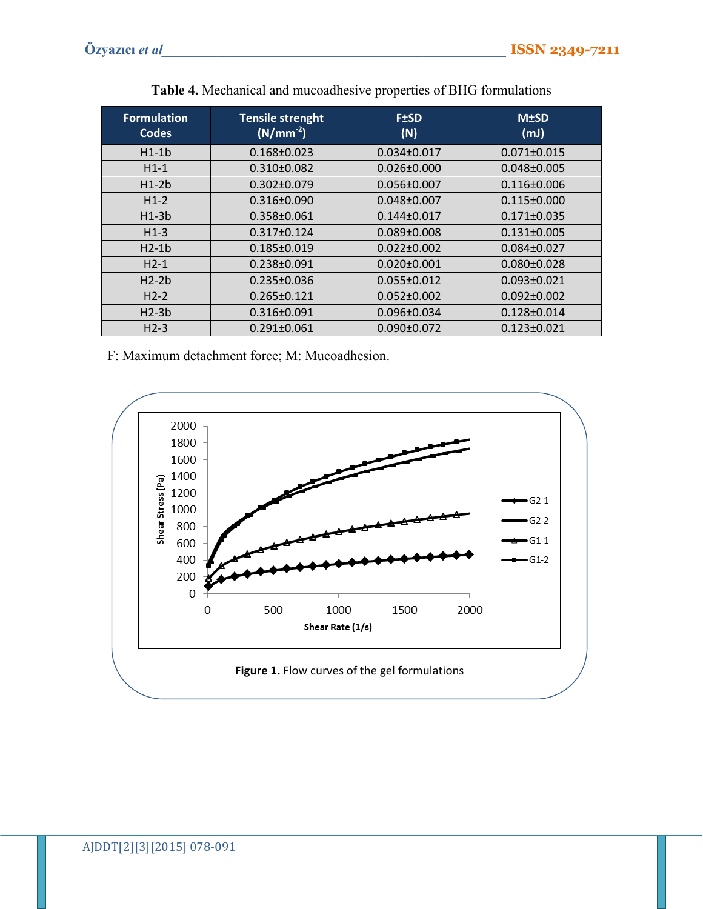**Table 4.** Mechanical and mucoadhesive properties of BHG formulations

| Formulation Codes | Tensile strenght ($N/mm^{-2}$) | F±SD (N) | M±SD (mJ) |
|---|---|---|---|
| H1-1b | 0.168±0.023 | 0.034±0.017 | 0.071±0.015 |
| H1-1 | 0.310±0.082 | 0.026±0.000 | 0.048±0.005 |
| H1-2b | 0.302±0.079 | 0.056±0.007 | 0.116±0.006 |
| H1-2 | 0.316±0.090 | 0.048±0.007 | 0.115±0.000 |
| H1-3b | 0.358±0.061 | 0.144±0.017 | 0.171±0.035 |
| H1-3 | 0.317±0.124 | 0.089±0.008 | 0.131±0.005 |
| H2-1b | 0.185±0.019 | 0.022±0.002 | 0.084±0.027 |
| H2-1 | 0.238±0.091 | 0.020±0.001 | 0.080±0.028 |
| H2-2b | 0.235±0.036 | 0.055±0.012 | 0.093±0.021 |
| H2-2 | 0.265±0.121 | 0.052±0.002 | 0.092±0.002 |
| H2-3b | 0.316±0.091 | 0.096±0.034 | 0.128±0.014 |
| H2-3 | 0.291±0.061 | 0.090±0.072 | 0.123±0.021 |

F: Maximum detachment force; M: Mucoadhesion.

**Figure 1.** Flow curves of the gel formulations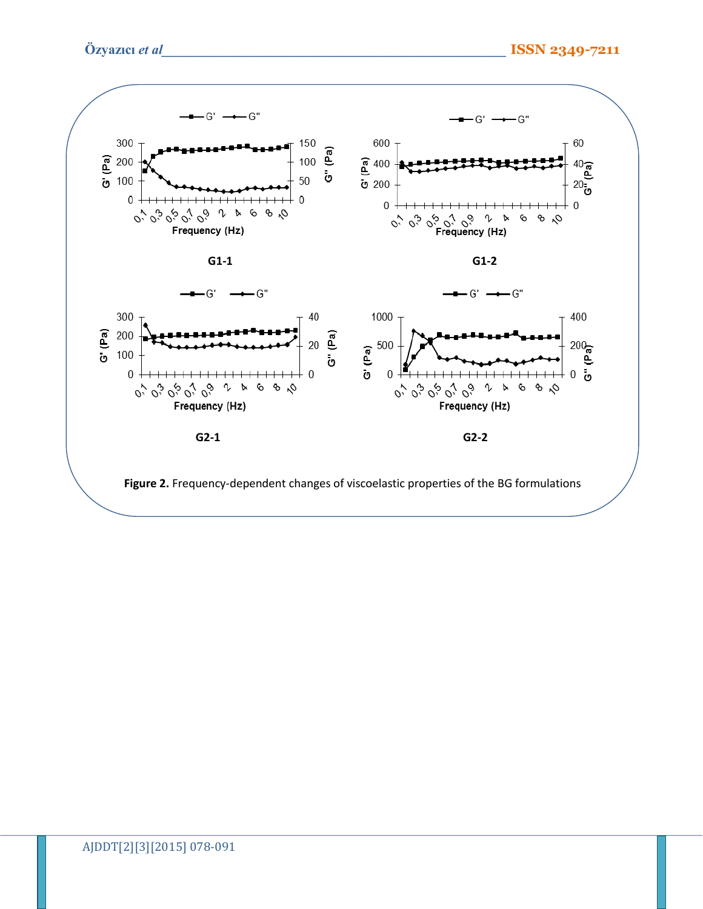Figure 2. Frequency-dependent changes of viscoelastic properties of the BG formulations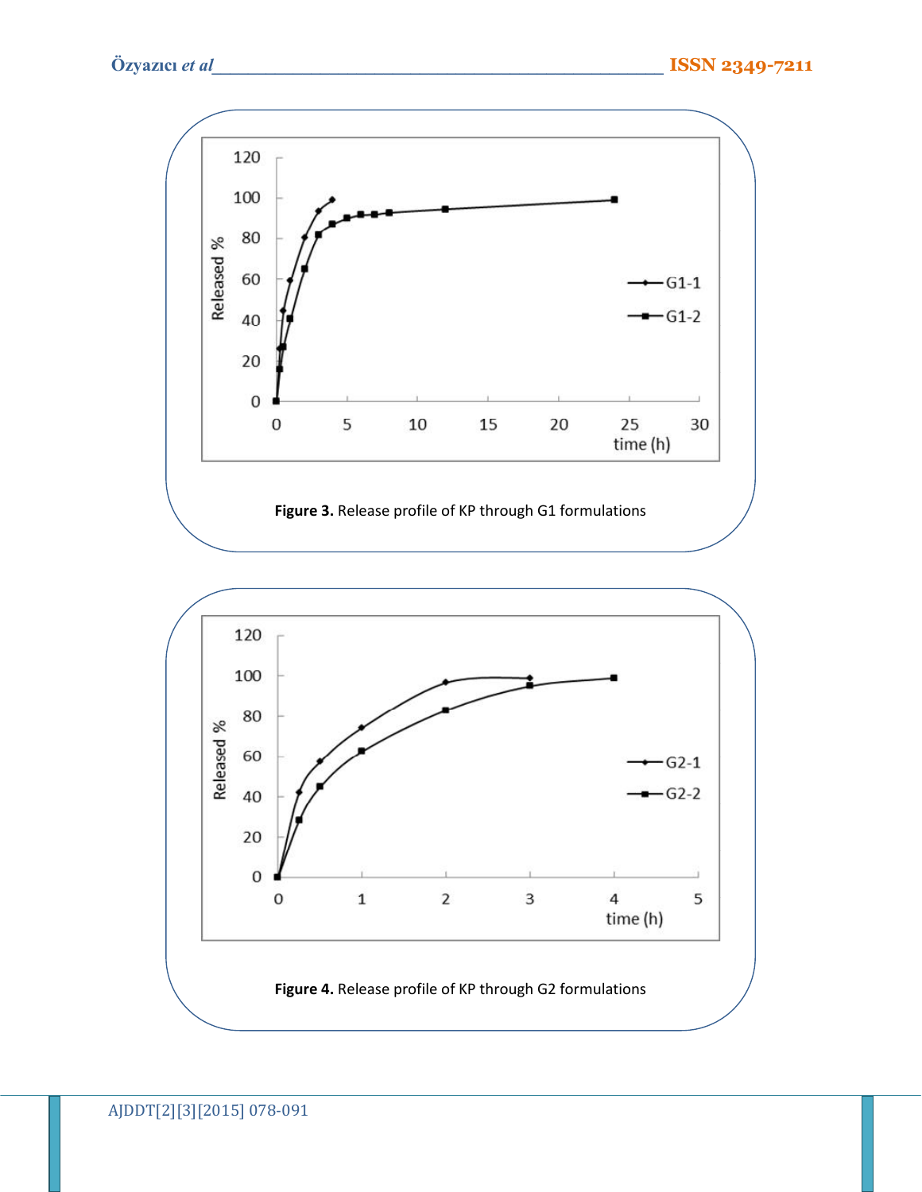**Figure 3.** Release profile of KP through G1 formulations

**Figure 4.** Release profile of KP through G2 formulations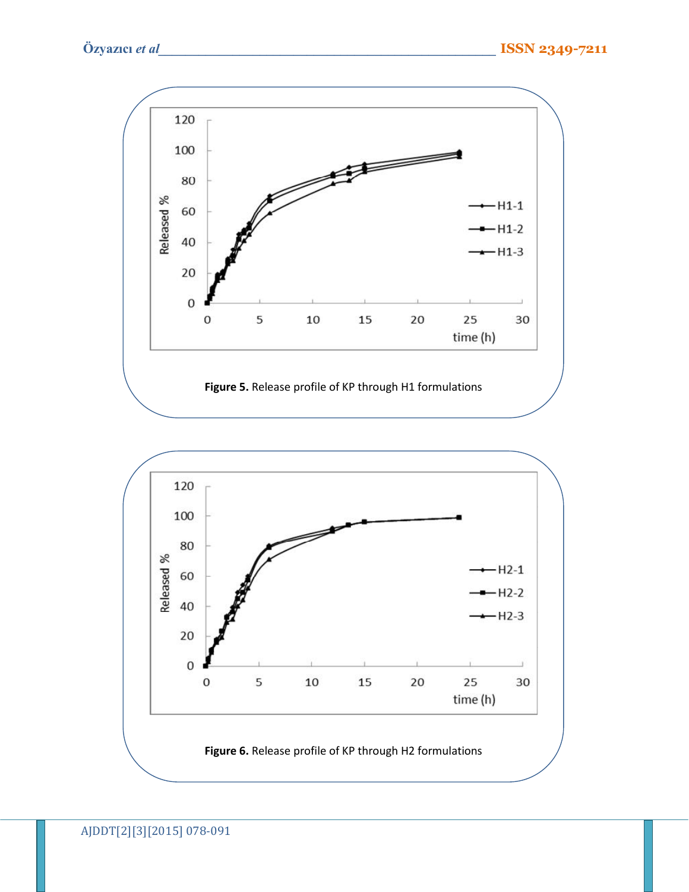120
100
80
60
40
20
0
Released %
0
5
10
15
20
25
30
time (h)
H1-1
H1-2
H1-3

**Figure 5.** Release profile of KP through H1 formulations

120
100
80
60
40
20
0
Released %
0
5
10
15
20
25
30
time (h)
H2-1
H2-2
H2-3

**Figure 6.** Release profile of KP through H2 formulations